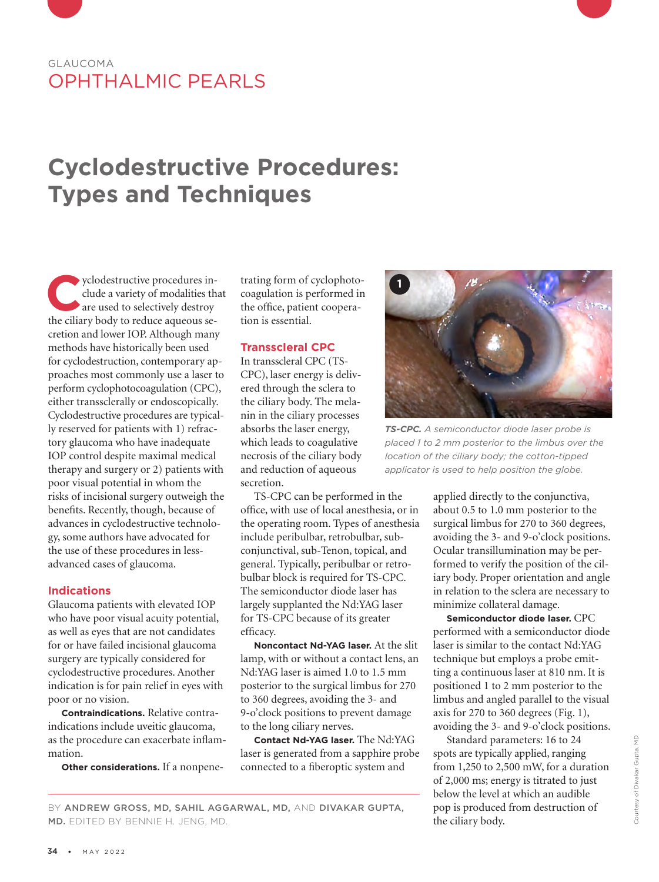GLAUCOMA

OPHTHALMIC PEARLS

# Cyclodestructive Procedures: Types and Techniques

Cyclodestructive procedures include a variety of modalities that are used to selectively destroy the ciliary body to reduce aqueous secretion and lower IOP. Although many methods have historically been used for cyclodestruction, contemporary approaches most commonly use a laser to perform cyclophotocoagulation (CPC), either transsclerally or endoscopically. Cyclodestructive procedures are typically reserved for patients with 1) refractory glaucoma who have inadequate IOP control despite maximal medical therapy and surgery or 2) patients with poor visual potential in whom the risks of incisional surgery outweigh the benefits. Recently, though, because of advances in cyclodestructive technology, some authors have advocated for the use of these procedures in less-advanced cases of glaucoma.

## Indications

Glaucoma patients with elevated IOP who have poor visual acuity potential, as well as eyes that are not candidates for or have failed incisional glaucoma surgery are typically considered for cyclodestructive procedures. Another indication is for pain relief in eyes with poor or no vision.

**Contraindications.** Relative contraindications include uveitic glaucoma, as the procedure can exacerbate inflammation.

**Other considerations.** If a nonpenetrating form of cyclophotocoagulation is performed in the office, patient cooperation is essential.

## Transscleral CPC

In transscleral CPC (TS-CPC), laser energy is delivered through the sclera to the ciliary body. The melanin in the ciliary processes absorbs the laser energy, which leads to coagulative necrosis of the ciliary body and reduction of aqueous secretion.

TS-CPC can be performed in the office, with use of local anesthesia, or in the operating room. Types of anesthesia include peribulbar, retrobulbar, subconjunctival, sub-Tenon, topical, and general. Typically, peribulbar or retrobulbar block is required for TS-CPC. The semiconductor diode laser has largely supplanted the Nd:YAG laser for TS-CPC because of its greater efficacy.

**Noncontact Nd-YAG laser.** At the slit lamp, with or without a contact lens, an Nd:YAG laser is aimed 1.0 to 1.5 mm posterior to the surgical limbus for 270 to 360 degrees, avoiding the 3- and 9-o'clock positions to prevent damage to the long ciliary nerves.

**Contact Nd-YAG laser.** The Nd:YAG laser is generated from a sapphire probe connected to a fiberoptic system and applied directly to the conjunctiva, about 0.5 to 1.0 mm posterior to the surgical limbus for 270 to 360 degrees, avoiding the 3- and 9-o'clock positions. Ocular transillumination may be performed to verify the position of the ciliary body. Proper orientation and angle in relation to the sclera are necessary to minimize collateral damage.

**Semiconductor diode laser.** CPC performed with a semiconductor diode laser is similar to the contact Nd:YAG technique but employs a probe emitting a continuous laser at 810 nm. It is positioned 1 to 2 mm posterior to the limbus and angled parallel to the visual axis for 270 to 360 degrees (Fig. 1), avoiding the 3- and 9-o'clock positions.

Standard parameters: 16 to 24 spots are typically applied, ranging from 1,250 to 2,500 mW, for a duration of 2,000 ms; energy is titrated to just below the level at which an audible pop is produced from destruction of the ciliary body.

**1** ***TS-CPC.*** *A semiconductor diode laser probe is placed 1 to 2 mm posterior to the limbus over the location of the ciliary body; the cotton-tipped applicator is used to help position the globe.*

Courtesy of Divakar Gupta, MD

BY ANDREW GROSS, MD, SAHIL AGGARWAL, MD, AND DIVAKAR GUPTA, MD. EDITED BY BENNIE H. JENG, MD.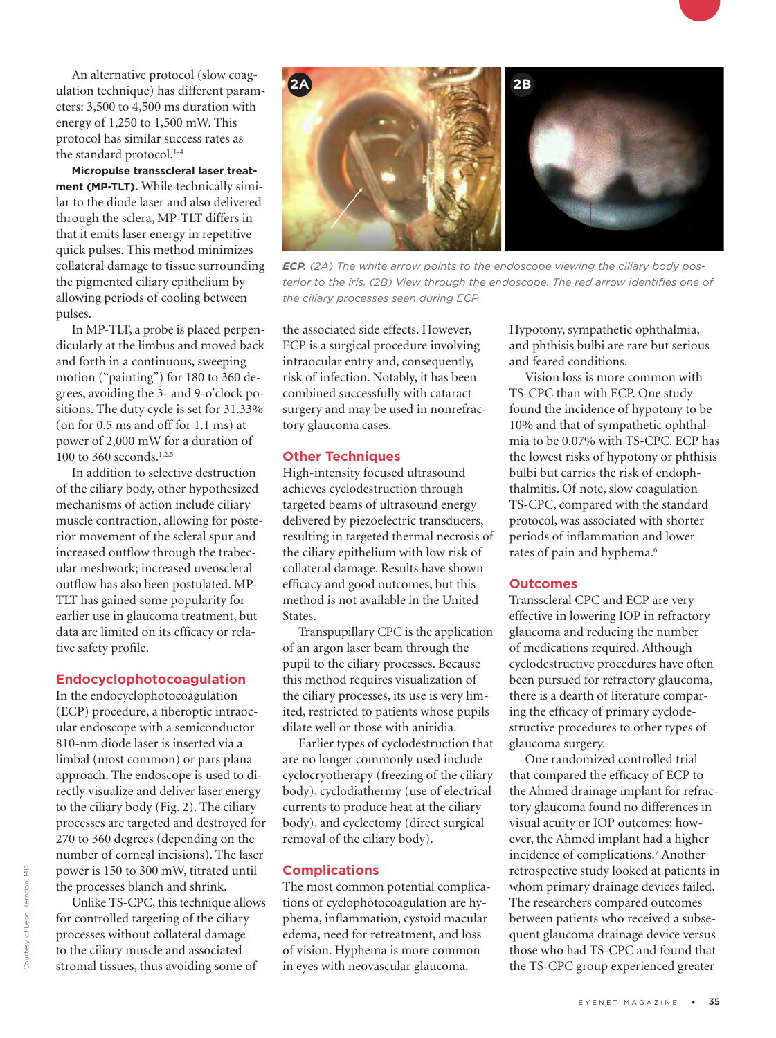An alternative protocol (slow coagulation technique) has different parameters: 3,500 to 4,500 ms duration with energy of 1,250 to 1,500 mW. This protocol has similar success rates as the standard protocol.[1-4]

**Micropulse transscleral laser treatment (MP-TLT).** While technically similar to the diode laser and also delivered through the sclera, MP-TLT differs in that it emits laser energy in repetitive quick pulses. This method minimizes collateral damage to tissue surrounding the pigmented ciliary epithelium by allowing periods of cooling between pulses.

In MP-TLT, a probe is placed perpendicularly at the limbus and moved back and forth in a continuous, sweeping motion ("painting") for 180 to 360 degrees, avoiding the 3- and 9-o'clock positions. The duty cycle is set for 31.33% (on for 0.5 ms and off for 1.1 ms) at power of 2,000 mW for a duration of 100 to 360 seconds.[1,2,5]

In addition to selective destruction of the ciliary body, other hypothesized mechanisms of action include ciliary muscle contraction, allowing for posterior movement of the scleral spur and increased outflow through the trabecular meshwork; increased uveoscleral outflow has also been postulated. MP-TLT has gained some popularity for earlier use in glaucoma treatment, but data are limited on its efficacy or relative safety profile.

## Endocyclophotocoagulation

In the endocyclophotocoagulation (ECP) procedure, a fiberoptic intraocular endoscope with a semiconductor 810-nm diode laser is inserted via a limbal (most common) or pars plana approach. The endoscope is used to directly visualize and deliver laser energy to the ciliary body (Fig. 2). The ciliary processes are targeted and destroyed for 270 to 360 degrees (depending on the number of corneal incisions). The laser power is 150 to 300 mW, titrated until the processes blanch and shrink.

Unlike TS-CPC, this technique allows for controlled targeting of the ciliary processes without collateral damage to the ciliary muscle and associated stromal tissues, thus avoiding some of the associated side effects. However, ECP is a surgical procedure involving intraocular entry and, consequently, risk of infection. Notably, it has been combined successfully with cataract surgery and may be used in nonrefractory glaucoma cases.

**ECP.** *(2A) The white arrow points to the endoscope viewing the ciliary body posterior to the iris. (2B) View through the endoscope. The red arrow identifies one of the ciliary processes seen during ECP.*

## Other Techniques

High-intensity focused ultrasound achieves cyclodestruction through targeted beams of ultrasound energy delivered by piezoelectric transducers, resulting in targeted thermal necrosis of the ciliary epithelium with low risk of collateral damage. Results have shown efficacy and good outcomes, but this method is not available in the United States.

Transpupillary CPC is the application of an argon laser beam through the pupil to the ciliary processes. Because this method requires visualization of the ciliary processes, its use is very limited, restricted to patients whose pupils dilate well or those with aniridia.

Earlier types of cyclodestruction that are no longer commonly used include cyclocryotherapy (freezing of the ciliary body), cyclodiathermy (use of electrical currents to produce heat at the ciliary body), and cyclectomy (direct surgical removal of the ciliary body).

## Complications

The most common potential complications of cyclophotocoagulation are hyphema, inflammation, cystoid macular edema, need for retreatment, and loss of vision. Hyphema is more common in eyes with neovascular glaucoma. Hypotony, sympathetic ophthalmia, and phthisis bulbi are rare but serious and feared conditions.

Vision loss is more common with TS-CPC than with ECP. One study found the incidence of hypotony to be 10% and that of sympathetic ophthalmia to be 0.07% with TS-CPC. ECP has the lowest risks of hypotony or phthisis bulbi but carries the risk of endophthalmitis. Of note, slow coagulation TS-CPC, compared with the standard protocol, was associated with shorter periods of inflammation and lower rates of pain and hyphema.[6]

## Outcomes

Transscleral CPC and ECP are very effective in lowering IOP in refractory glaucoma and reducing the number of medications required. Although cyclodestructive procedures have often been pursued for refractory glaucoma, there is a dearth of literature comparing the efficacy of primary cyclodestructive procedures to other types of glaucoma surgery.

One randomized controlled trial that compared the efficacy of ECP to the Ahmed drainage implant for refractory glaucoma found no differences in visual acuity or IOP outcomes; however, the Ahmed implant had a higher incidence of complications.[7] Another retrospective study looked at patients in whom primary drainage devices failed. The researchers compared outcomes between patients who received a subsequent glaucoma drainage device versus those who had TS-CPC and found that the TS-CPC group experienced greater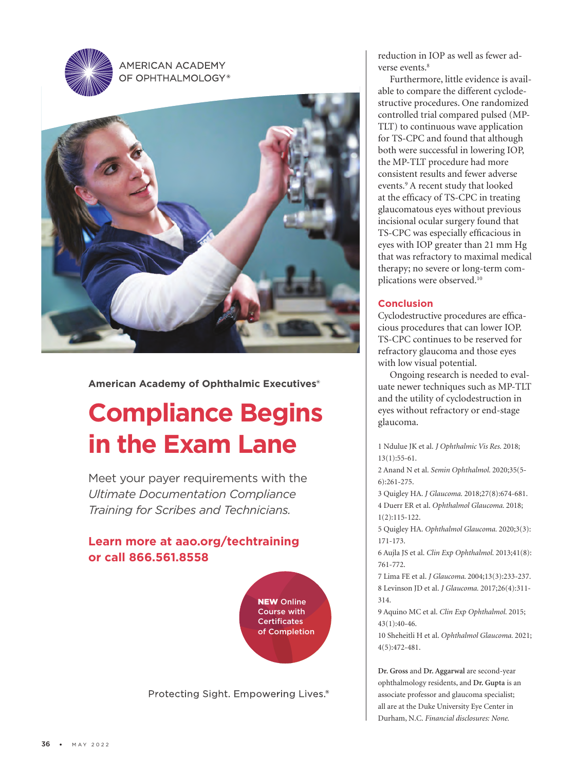AMERICAN ACADEMY OF OPHTHALMOLOGY®

American Academy of Ophthalmic Executives®

# Compliance Begins in the Exam Lane

Meet your payer requirements with the *Ultimate Documentation Compliance Training for Scribes and Technicians.*

**Learn more at aao.org/techtraining or call 866.561.8558**

**NEW** Online Course with Certificates of Completion

Protecting Sight. Empowering Lives.®

reduction in IOP as well as fewer adverse events.[8]

Furthermore, little evidence is available to compare the different cyclodestructive procedures. One randomized controlled trial compared pulsed (MP-TLT) to continuous wave application for TS-CPC and found that although both were successful in lowering IOP, the MP-TLT procedure had more consistent results and fewer adverse events.[9] A recent study that looked at the efficacy of TS-CPC in treating glaucomatous eyes without previous incisional ocular surgery found that TS-CPC was especially efficacious in eyes with IOP greater than 21 mm Hg that was refractory to maximal medical therapy; no severe or long-term complications were observed.[10]

## Conclusion

Cyclodestructive procedures are efficacious procedures that can lower IOP. TS-CPC continues to be reserved for refractory glaucoma and those eyes with low visual potential.

Ongoing research is needed to evaluate newer techniques such as MP-TLT and the utility of cyclodestruction in eyes without refractory or end-stage glaucoma.

1 Ndulue JK et al. *J Ophthalmic Vis Res.* 2018;13(1):55-61.
2 Anand N et al. *Semin Ophthalmol.* 2020;35(5-6):261-275.
3 Quigley HA. *J Glaucoma.* 2018;27(8):674-681.
4 Duerr ER et al. *Ophthalmol Glaucoma.* 2018;1(2):115-122.
5 Quigley HA. *Ophthalmol Glaucoma.* 2020;3(3):171-173.
6 Aujla JS et al. *Clin Exp Ophthalmol.* 2013;41(8):761-772.
7 Lima FE et al. *J Glaucoma.* 2004;13(3):233-237.
8 Levinson JD et al. *J Glaucoma.* 2017;26(4):311-314.
9 Aquino MC et al. *Clin Exp Ophthalmol.* 2015;43(1):40-46.
10 Sheheitli H et al. *Ophthalmol Glaucoma.* 2021;4(5):472-481.

**Dr. Gross** and **Dr. Aggarwal** are second-year ophthalmology residents, and **Dr. Gupta** is an associate professor and glaucoma specialist; all are at the Duke University Eye Center in Durham, N.C. *Financial disclosures: None.*